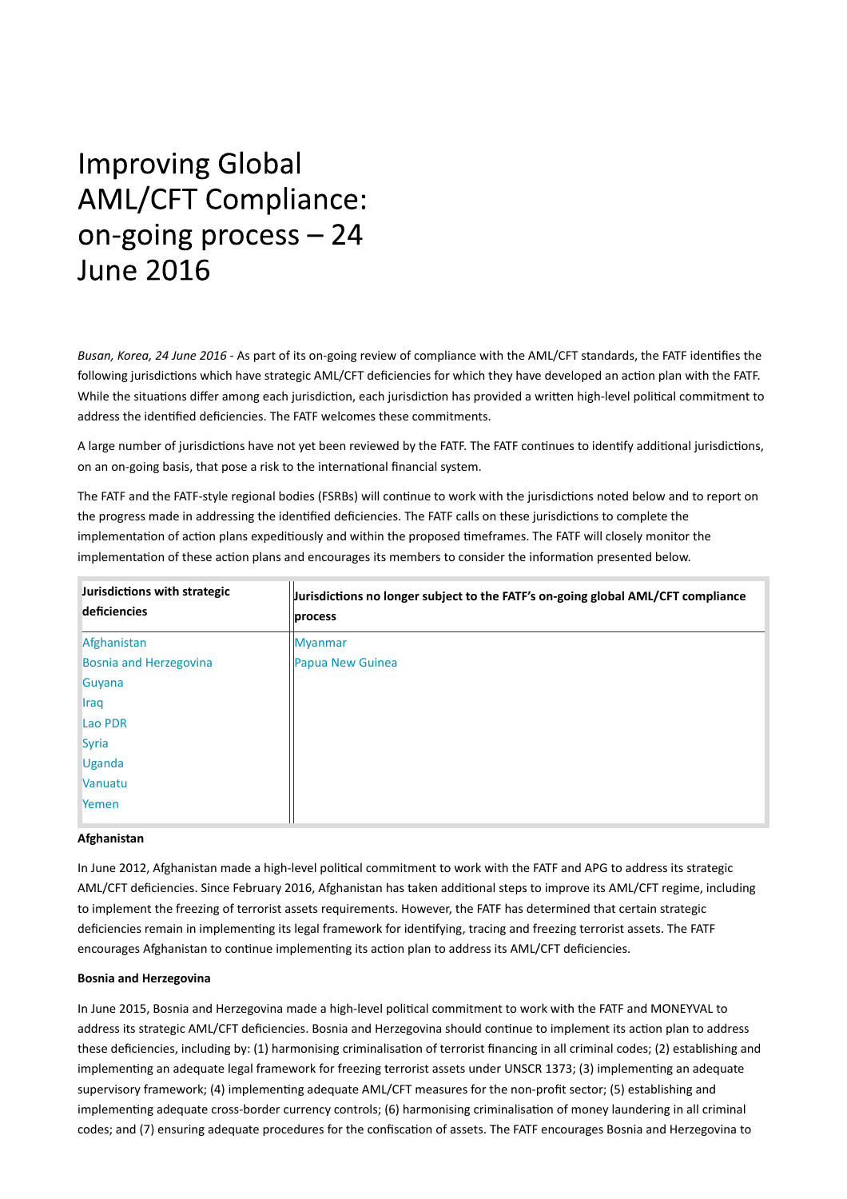# Improving Global AML/CFT Compliance: on-going process – 24 June 2016

*Busan, Korea, 24 June 2016* - As part of its on-going review of compliance with the AML/CFT standards, the FATF identifies the following jurisdictions which have strategic AML/CFT deficiencies for which they have developed an action plan with the FATF. While the situations differ among each jurisdiction, each jurisdiction has provided a written high-level political commitment to address the identified deficiencies. The FATF welcomes these commitments.

A large number of jurisdictions have not yet been reviewed by the FATF. The FATF continues to identify additional jurisdictions, on an on-going basis, that pose a risk to the international financial system.

The FATF and the FATF-style regional bodies (FSRBs) will continue to work with the jurisdictions noted below and to report on the progress made in addressing the identified deficiencies. The FATF calls on these jurisdictions to complete the implementation of action plans expeditiously and within the proposed timeframes. The FATF will closely monitor the implementation of these action plans and encourages its members to consider the information presented below.

| Jurisdictions with strategic deficiencies | Jurisdictions no longer subject to the FATF's on-going global AML/CFT compliance process |
|---|---|
| Afghanistan | Myanmar |
| Bosnia and Herzegovina | Papua New Guinea |
| Guyana | |
| Iraq | |
| Lao PDR | |
| Syria | |
| Uganda | |
| Vanuatu | |
| Yemen | |

**Afghanistan**

In June 2012, Afghanistan made a high-level political commitment to work with the FATF and APG to address its strategic AML/CFT deficiencies. Since February 2016, Afghanistan has taken additional steps to improve its AML/CFT regime, including to implement the freezing of terrorist assets requirements. However, the FATF has determined that certain strategic deficiencies remain in implementing its legal framework for identifying, tracing and freezing terrorist assets. The FATF encourages Afghanistan to continue implementing its action plan to address its AML/CFT deficiencies.

**Bosnia and Herzegovina**

In June 2015, Bosnia and Herzegovina made a high-level political commitment to work with the FATF and MONEYVAL to address its strategic AML/CFT deficiencies. Bosnia and Herzegovina should continue to implement its action plan to address these deficiencies, including by: (1) harmonising criminalisation of terrorist financing in all criminal codes; (2) establishing and implementing an adequate legal framework for freezing terrorist assets under UNSCR 1373; (3) implementing an adequate supervisory framework; (4) implementing adequate AML/CFT measures for the non-profit sector; (5) establishing and implementing adequate cross-border currency controls; (6) harmonising criminalisation of money laundering in all criminal codes; and (7) ensuring adequate procedures for the confiscation of assets. The FATF encourages Bosnia and Herzegovina to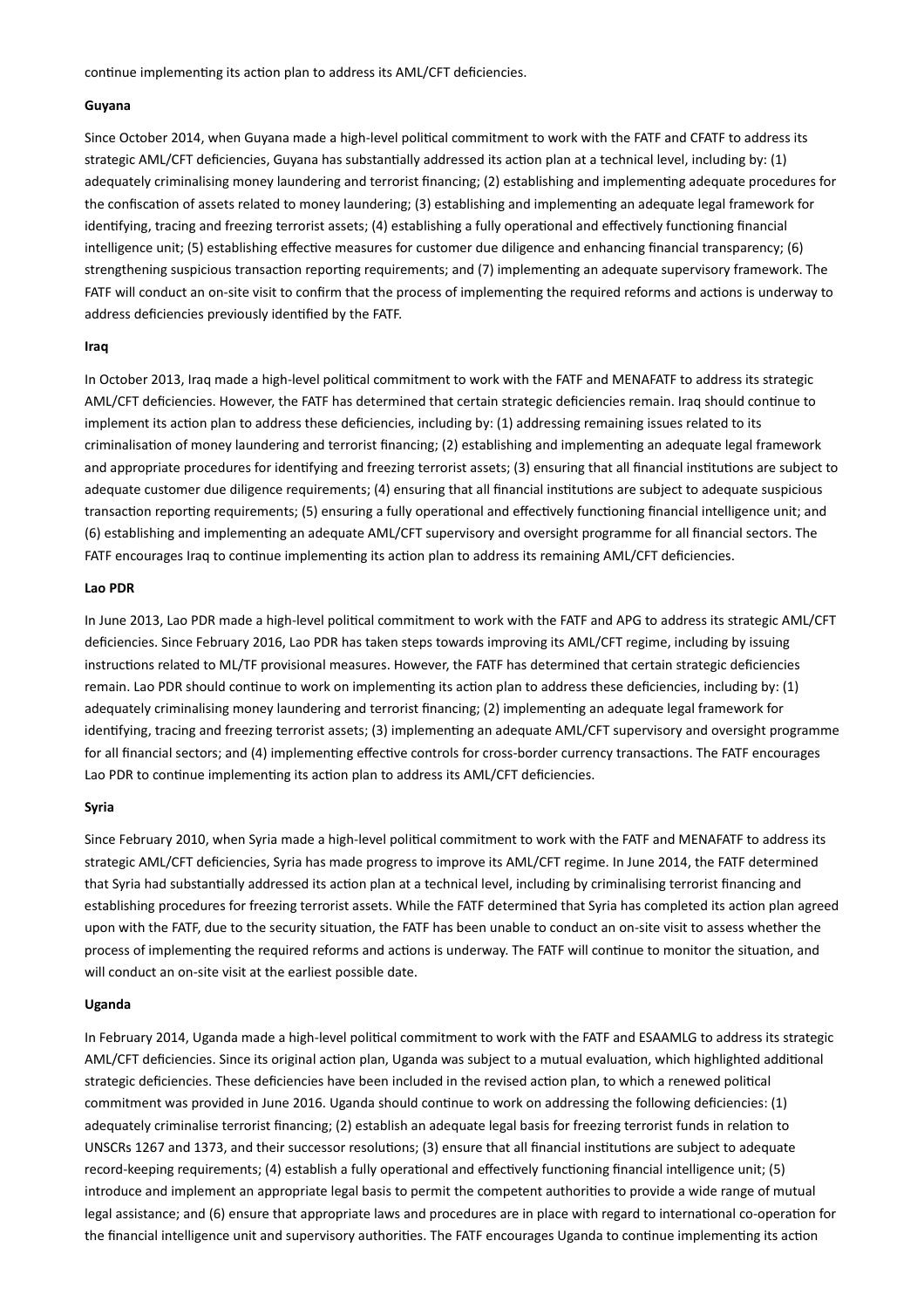continue implementing its action plan to address its AML/CFT deficiencies.

**Guyana**

Since October 2014, when Guyana made a high-level political commitment to work with the FATF and CFATF to address its strategic AML/CFT deficiencies, Guyana has substantially addressed its action plan at a technical level, including by: (1) adequately criminalising money laundering and terrorist financing; (2) establishing and implementing adequate procedures for the confiscation of assets related to money laundering; (3) establishing and implementing an adequate legal framework for identifying, tracing and freezing terrorist assets; (4) establishing a fully operational and effectively functioning financial intelligence unit; (5) establishing effective measures for customer due diligence and enhancing financial transparency; (6) strengthening suspicious transaction reporting requirements; and (7) implementing an adequate supervisory framework. The FATF will conduct an on-site visit to confirm that the process of implementing the required reforms and actions is underway to address deficiencies previously identified by the FATF.

**Iraq**

In October 2013, Iraq made a high-level political commitment to work with the FATF and MENAFATF to address its strategic AML/CFT deficiencies. However, the FATF has determined that certain strategic deficiencies remain. Iraq should continue to implement its action plan to address these deficiencies, including by: (1) addressing remaining issues related to its criminalisation of money laundering and terrorist financing; (2) establishing and implementing an adequate legal framework and appropriate procedures for identifying and freezing terrorist assets; (3) ensuring that all financial institutions are subject to adequate customer due diligence requirements; (4) ensuring that all financial institutions are subject to adequate suspicious transaction reporting requirements; (5) ensuring a fully operational and effectively functioning financial intelligence unit; and (6) establishing and implementing an adequate AML/CFT supervisory and oversight programme for all financial sectors. The FATF encourages Iraq to continue implementing its action plan to address its remaining AML/CFT deficiencies.

**Lao PDR**

In June 2013, Lao PDR made a high-level political commitment to work with the FATF and APG to address its strategic AML/CFT deficiencies. Since February 2016, Lao PDR has taken steps towards improving its AML/CFT regime, including by issuing instructions related to ML/TF provisional measures. However, the FATF has determined that certain strategic deficiencies remain. Lao PDR should continue to work on implementing its action plan to address these deficiencies, including by: (1) adequately criminalising money laundering and terrorist financing; (2) implementing an adequate legal framework for identifying, tracing and freezing terrorist assets; (3) implementing an adequate AML/CFT supervisory and oversight programme for all financial sectors; and (4) implementing effective controls for cross-border currency transactions. The FATF encourages Lao PDR to continue implementing its action plan to address its AML/CFT deficiencies.

**Syria**

Since February 2010, when Syria made a high-level political commitment to work with the FATF and MENAFATF to address its strategic AML/CFT deficiencies, Syria has made progress to improve its AML/CFT regime. In June 2014, the FATF determined that Syria had substantially addressed its action plan at a technical level, including by criminalising terrorist financing and establishing procedures for freezing terrorist assets. While the FATF determined that Syria has completed its action plan agreed upon with the FATF, due to the security situation, the FATF has been unable to conduct an on-site visit to assess whether the process of implementing the required reforms and actions is underway. The FATF will continue to monitor the situation, and will conduct an on-site visit at the earliest possible date.

**Uganda**

In February 2014, Uganda made a high-level political commitment to work with the FATF and ESAAMLG to address its strategic AML/CFT deficiencies. Since its original action plan, Uganda was subject to a mutual evaluation, which highlighted additional strategic deficiencies. These deficiencies have been included in the revised action plan, to which a renewed political commitment was provided in June 2016. Uganda should continue to work on addressing the following deficiencies: (1) adequately criminalise terrorist financing; (2) establish an adequate legal basis for freezing terrorist funds in relation to UNSCRs 1267 and 1373, and their successor resolutions; (3) ensure that all financial institutions are subject to adequate record-keeping requirements; (4) establish a fully operational and effectively functioning financial intelligence unit; (5) introduce and implement an appropriate legal basis to permit the competent authorities to provide a wide range of mutual legal assistance; and (6) ensure that appropriate laws and procedures are in place with regard to international co-operation for the financial intelligence unit and supervisory authorities. The FATF encourages Uganda to continue implementing its action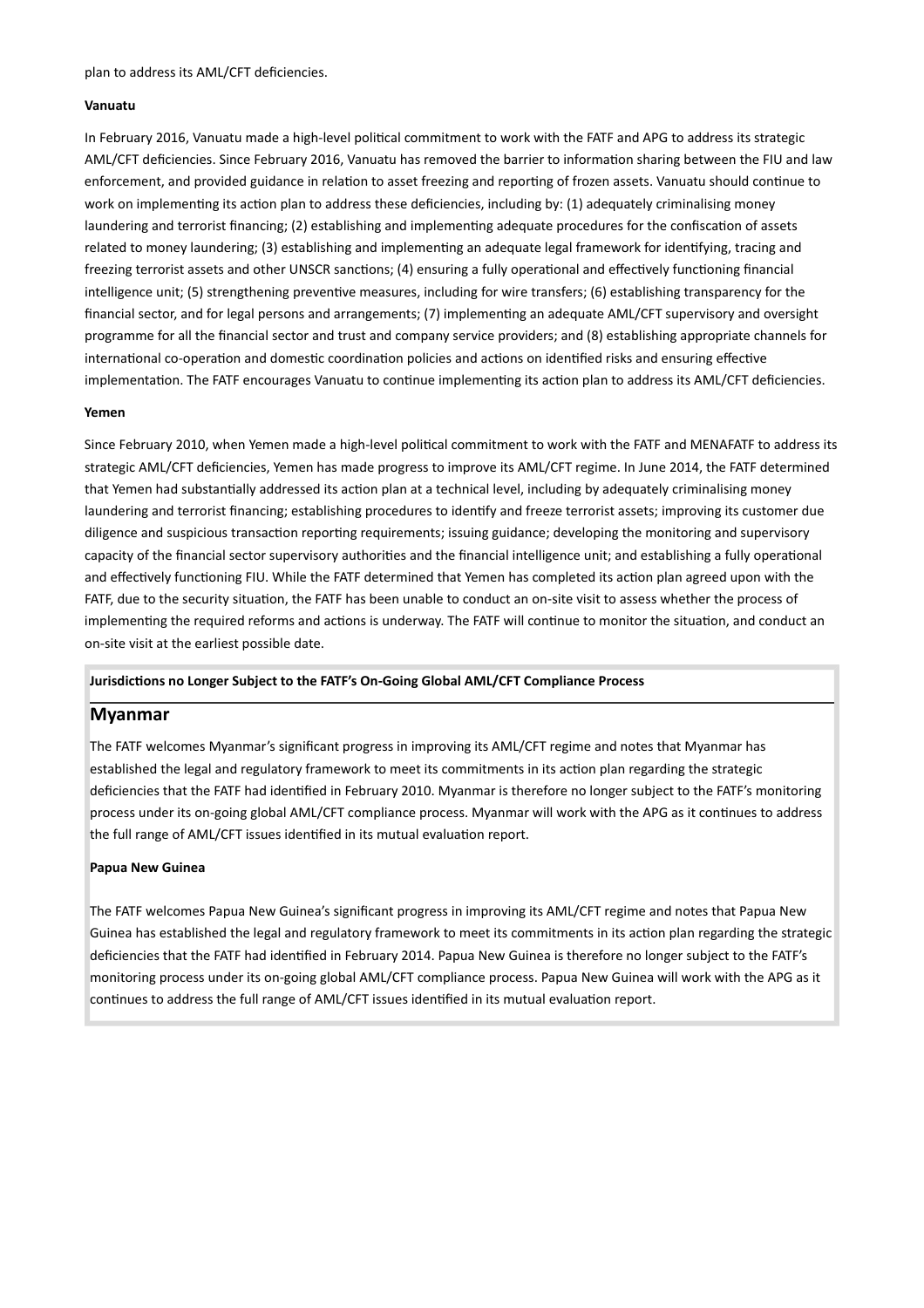plan to address its AML/CFT deficiencies.

**Vanuatu**

In February 2016, Vanuatu made a high-level political commitment to work with the FATF and APG to address its strategic AML/CFT deficiencies. Since February 2016, Vanuatu has removed the barrier to information sharing between the FIU and law enforcement, and provided guidance in relation to asset freezing and reporting of frozen assets. Vanuatu should continue to work on implementing its action plan to address these deficiencies, including by: (1) adequately criminalising money laundering and terrorist financing; (2) establishing and implementing adequate procedures for the confiscation of assets related to money laundering; (3) establishing and implementing an adequate legal framework for identifying, tracing and freezing terrorist assets and other UNSCR sanctions; (4) ensuring a fully operational and effectively functioning financial intelligence unit; (5) strengthening preventive measures, including for wire transfers; (6) establishing transparency for the financial sector, and for legal persons and arrangements; (7) implementing an adequate AML/CFT supervisory and oversight programme for all the financial sector and trust and company service providers; and (8) establishing appropriate channels for international co-operation and domestic coordination policies and actions on identified risks and ensuring effective implementation. The FATF encourages Vanuatu to continue implementing its action plan to address its AML/CFT deficiencies.

**Yemen**

Since February 2010, when Yemen made a high-level political commitment to work with the FATF and MENAFATF to address its strategic AML/CFT deficiencies, Yemen has made progress to improve its AML/CFT regime. In June 2014, the FATF determined that Yemen had substantially addressed its action plan at a technical level, including by adequately criminalising money laundering and terrorist financing; establishing procedures to identify and freeze terrorist assets; improving its customer due diligence and suspicious transaction reporting requirements; issuing guidance; developing the monitoring and supervisory capacity of the financial sector supervisory authorities and the financial intelligence unit; and establishing a fully operational and effectively functioning FIU. While the FATF determined that Yemen has completed its action plan agreed upon with the FATF, due to the security situation, the FATF has been unable to conduct an on-site visit to assess whether the process of implementing the required reforms and actions is underway. The FATF will continue to monitor the situation, and conduct an on-site visit at the earliest possible date.

**Jurisdictions no Longer Subject to the FATF's On-Going Global AML/CFT Compliance Process**

## Myanmar

The FATF welcomes Myanmar's significant progress in improving its AML/CFT regime and notes that Myanmar has established the legal and regulatory framework to meet its commitments in its action plan regarding the strategic deficiencies that the FATF had identified in February 2010. Myanmar is therefore no longer subject to the FATF's monitoring process under its on-going global AML/CFT compliance process. Myanmar will work with the APG as it continues to address the full range of AML/CFT issues identified in its mutual evaluation report.

**Papua New Guinea**

The FATF welcomes Papua New Guinea's significant progress in improving its AML/CFT regime and notes that Papua New Guinea has established the legal and regulatory framework to meet its commitments in its action plan regarding the strategic deficiencies that the FATF had identified in February 2014. Papua New Guinea is therefore no longer subject to the FATF's monitoring process under its on-going global AML/CFT compliance process. Papua New Guinea will work with the APG as it continues to address the full range of AML/CFT issues identified in its mutual evaluation report.